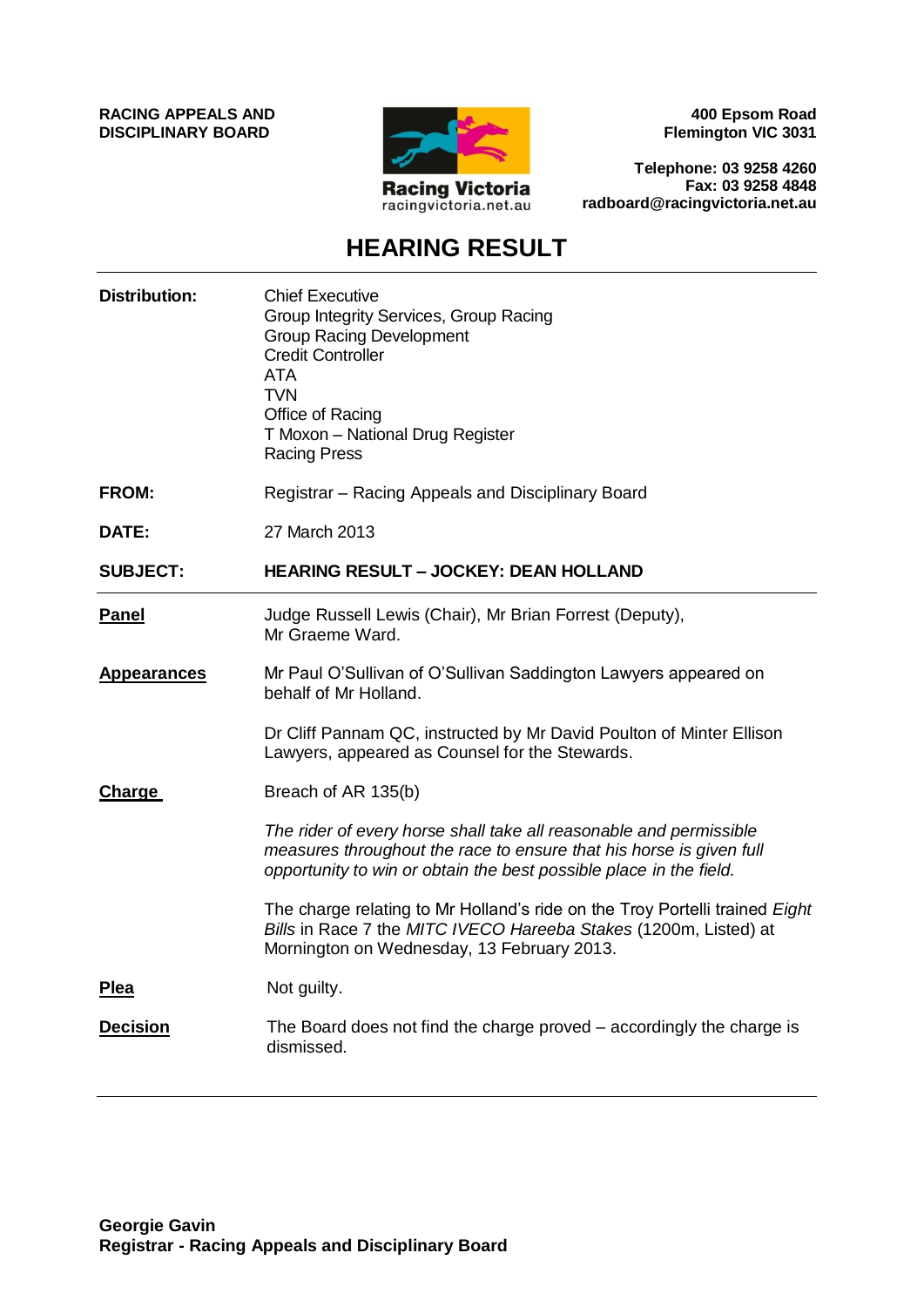**RACING APPEALS AND DISCIPLINARY BOARD**

Racing Victoria
racingvictoria.net.au

**400 Epsom Road**
**Flemington VIC 3031**

**Telephone: 03 9258 4260**
**Fax: 03 9258 4848**
**radboard@racingvictoria.net.au**

# HEARING RESULT

**Distribution:** Chief Executive
Group Integrity Services, Group Racing
Group Racing Development
Credit Controller
ATA
TVN
Office of Racing
T Moxon – National Drug Register
Racing Press

**FROM:** Registrar – Racing Appeals and Disciplinary Board

**DATE:** 27 March 2013

**SUBJECT:** **HEARING RESULT – JOCKEY: DEAN HOLLAND**

---

**Panel**

Judge Russell Lewis (Chair), Mr Brian Forrest (Deputy), Mr Graeme Ward.

**Appearances**

Mr Paul O'Sullivan of O'Sullivan Saddington Lawyers appeared on behalf of Mr Holland.

Dr Cliff Pannam QC, instructed by Mr David Poulton of Minter Ellison Lawyers, appeared as Counsel for the Stewards.

**Charge**

Breach of AR 135(b)

*The rider of every horse shall take all reasonable and permissible measures throughout the race to ensure that his horse is given full opportunity to win or obtain the best possible place in the field.*

The charge relating to Mr Holland's ride on the Troy Portelli trained *Eight Bills* in Race 7 the *MITC IVECO Hareeba Stakes* (1200m, Listed) at Mornington on Wednesday, 13 February 2013.

**Plea**

Not guilty.

**Decision**

The Board does not find the charge proved – accordingly the charge is dismissed.

---

**Georgie Gavin**
**Registrar - Racing Appeals and Disciplinary Board**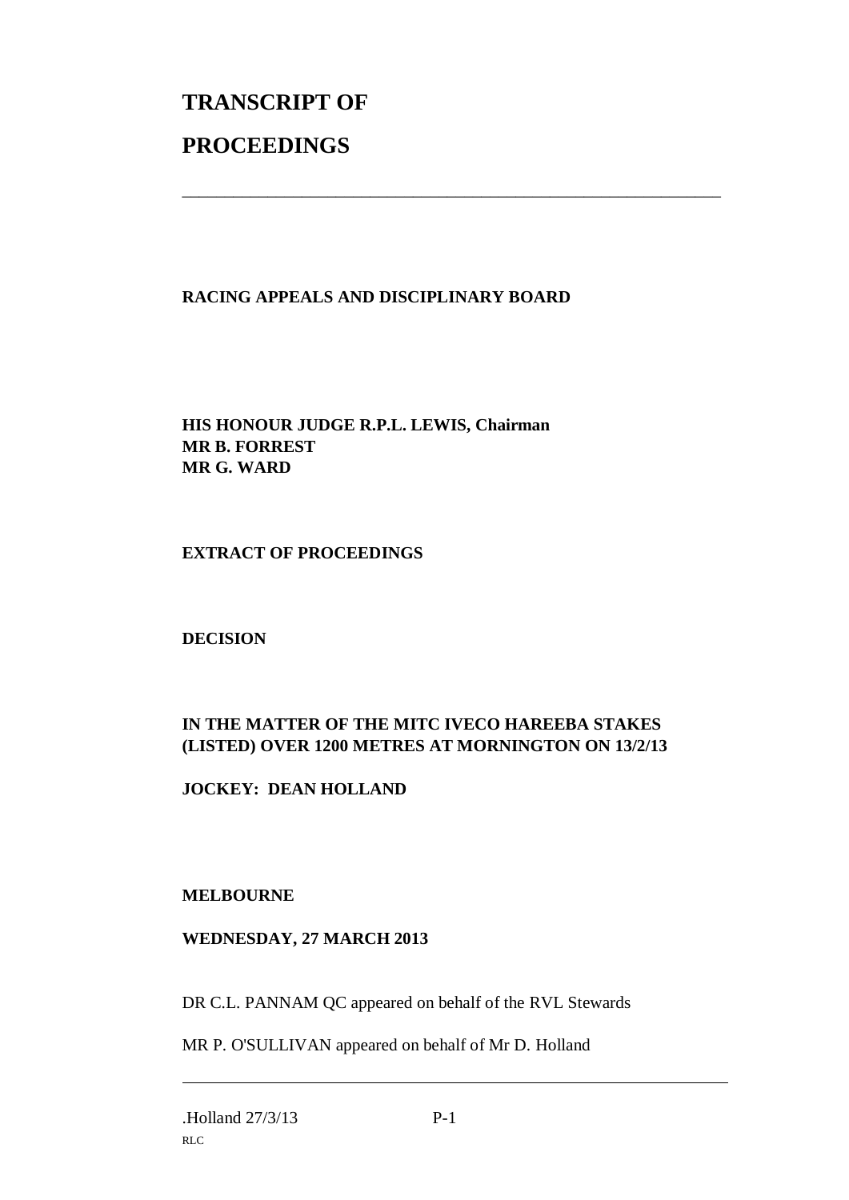# TRANSCRIPT OF

# PROCEEDINGS

---

**RACING APPEALS AND DISCIPLINARY BOARD**

**HIS HONOUR JUDGE R.P.L. LEWIS, Chairman**
**MR B. FORREST**
**MR G. WARD**

**EXTRACT OF PROCEEDINGS**

**DECISION**

**IN THE MATTER OF THE MITC IVECO HAREEBA STAKES (LISTED) OVER 1200 METRES AT MORNINGTON ON 13/2/13**

**JOCKEY: DEAN HOLLAND**

**MELBOURNE**

**WEDNESDAY, 27 MARCH 2013**

DR C.L. PANNAM QC appeared on behalf of the RVL Stewards

MR P. O'SULLIVAN appeared on behalf of Mr D. Holland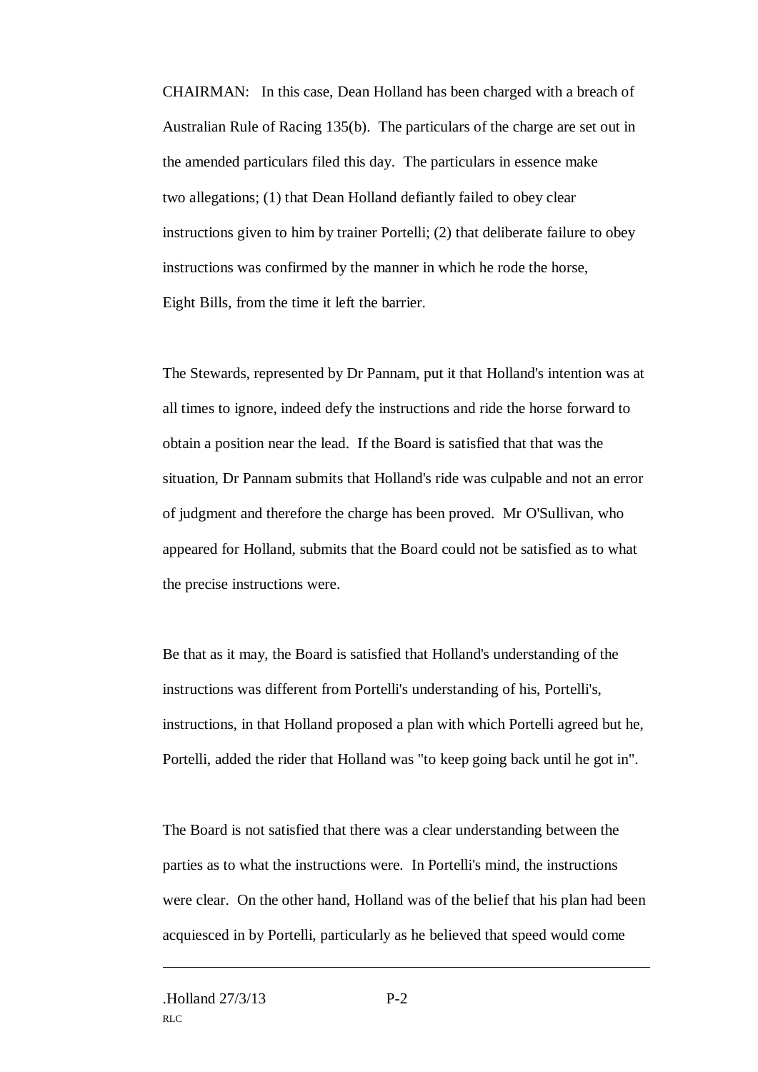CHAIRMAN: In this case, Dean Holland has been charged with a breach of Australian Rule of Racing 135(b). The particulars of the charge are set out in the amended particulars filed this day. The particulars in essence make two allegations; (1) that Dean Holland defiantly failed to obey clear instructions given to him by trainer Portelli; (2) that deliberate failure to obey instructions was confirmed by the manner in which he rode the horse, Eight Bills, from the time it left the barrier.

The Stewards, represented by Dr Pannam, put it that Holland's intention was at all times to ignore, indeed defy the instructions and ride the horse forward to obtain a position near the lead. If the Board is satisfied that that was the situation, Dr Pannam submits that Holland's ride was culpable and not an error of judgment and therefore the charge has been proved. Mr O'Sullivan, who appeared for Holland, submits that the Board could not be satisfied as to what the precise instructions were.

Be that as it may, the Board is satisfied that Holland's understanding of the instructions was different from Portelli's understanding of his, Portelli's, instructions, in that Holland proposed a plan with which Portelli agreed but he, Portelli, added the rider that Holland was "to keep going back until he got in".

The Board is not satisfied that there was a clear understanding between the parties as to what the instructions were. In Portelli's mind, the instructions were clear. On the other hand, Holland was of the belief that his plan had been acquiesced in by Portelli, particularly as he believed that speed would come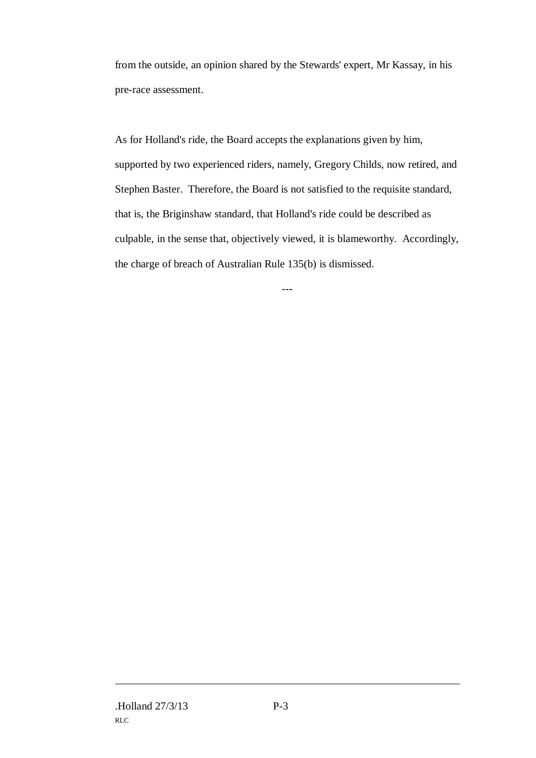from the outside, an opinion shared by the Stewards' expert, Mr Kassay, in his pre-race assessment.

As for Holland's ride, the Board accepts the explanations given by him, supported by two experienced riders, namely, Gregory Childs, now retired, and Stephen Baster. Therefore, the Board is not satisfied to the requisite standard, that is, the Briginshaw standard, that Holland's ride could be described as culpable, in the sense that, objectively viewed, it is blameworthy. Accordingly, the charge of breach of Australian Rule 135(b) is dismissed.

---